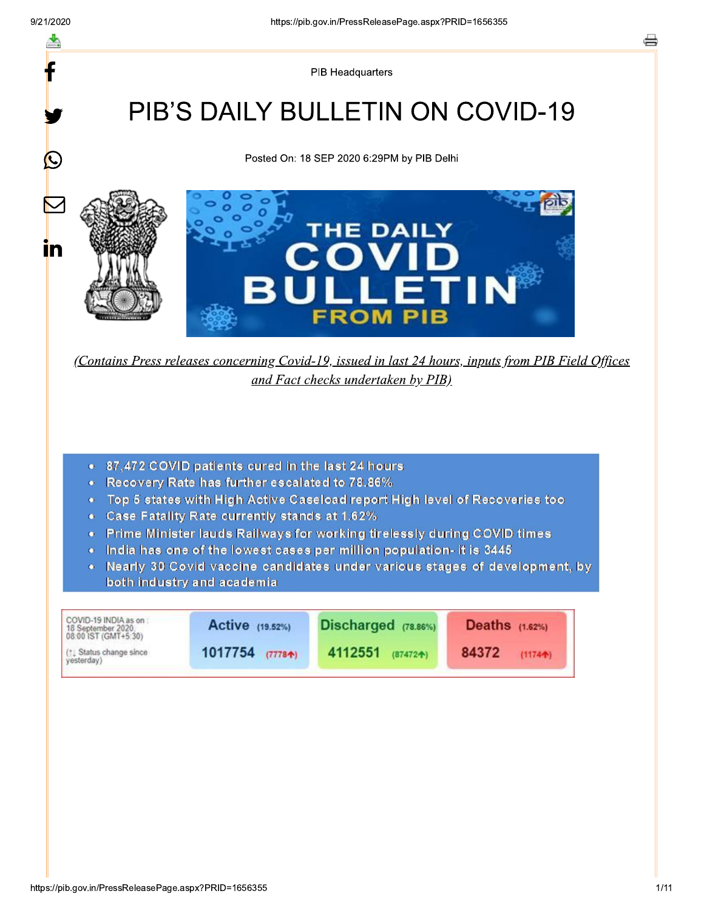PIB Headquarters

# PIB'S DAILY BULLETIN ON COVID-19

Posted On: 18 SEP 2020 6:29PM by PIB Delhi

*(Contains Press releases concerning Covid-19, issued in last 24 hours, inputs from PIB Field Offices and Fact checks undertaken by PIB)*

- 87,472 COVID patients cured in the last 24 hours
- Recovery Rate has further escalated to 78.86%
- Top 5 states with High Active Caseload report High level of Recoveries too
- Case Fatality Rate currently stands at 1.62%
- Prime Minister lauds Railways for working tirelessly during COVID times
- India has one of the lowest cases per million population- it is 3445
- Nearly 30 Covid vaccine candidates under various stages of development, by both industry and academia

| COVID-19 INDIA as on : 18 September 2020, 08:00 IST (GMT+5:30) (↑↓ Status change since yesterday) | Active (19.52%) | Discharged (78.86%) | Deaths (1.62%) |
|---|---|---|---|
| | 1017754 (7778↑) | 4112551 (87472↑) | 84372 (1174↑) |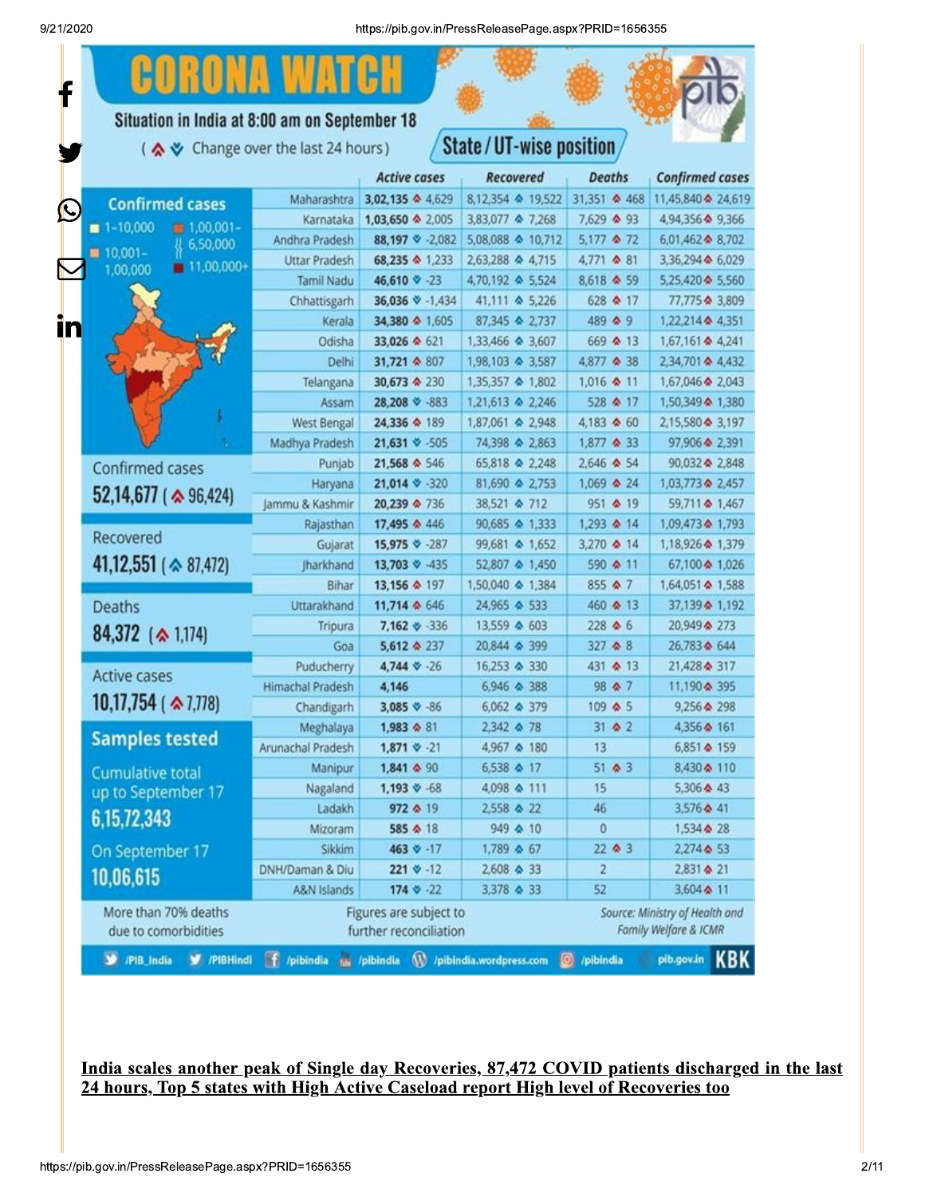# CORONA WATCH

**Situation in India at 8:00 am on September 18**

(▲▼ Change over the last 24 hours)

## State / UT-wise position

| State/UT | Active cases | Recovered | Deaths | Confirmed cases |
|---|---|---|---|---|
| Maharashtra | 3,02,135 ▲ 4,629 | 8,12,354 ▲ 19,522 | 31,351 ▲ 468 | 11,45,840 ▲ 24,619 |
| Karnataka | 1,03,650 ▲ 2,005 | 3,83,077 ▲ 7,268 | 7,629 ▲ 93 | 4,94,356 ▲ 9,366 |
| Andhra Pradesh | 88,197 ▼ -2,082 | 5,08,088 ▲ 10,712 | 5,177 ▲ 72 | 6,01,462 ▲ 8,702 |
| Uttar Pradesh | 68,235 ▲ 1,233 | 2,63,288 ▲ 4,715 | 4,771 ▲ 81 | 3,36,294 ▲ 6,029 |
| Tamil Nadu | 46,610 ▼ -23 | 4,70,192 ▲ 5,524 | 8,618 ▲ 59 | 5,25,420 ▲ 5,560 |
| Chhattisgarh | 36,036 ▼ -1,434 | 41,111 ▲ 5,226 | 628 ▲ 17 | 77,775 ▲ 3,809 |
| Kerala | 34,380 ▲ 1,605 | 87,345 ▲ 2,737 | 489 ▲ 9 | 1,22,214 ▲ 4,351 |
| Odisha | 33,026 ▲ 621 | 1,33,466 ▲ 3,607 | 669 ▲ 13 | 1,67,161 ▲ 4,241 |
| Delhi | 31,721 ▲ 807 | 1,98,103 ▲ 3,587 | 4,877 ▲ 38 | 2,34,701 ▲ 4,432 |
| Telangana | 30,673 ▲ 230 | 1,35,357 ▲ 1,802 | 1,016 ▲ 11 | 1,67,046 ▲ 2,043 |
| Assam | 28,208 ▼ -883 | 1,21,613 ▲ 2,246 | 528 ▲ 17 | 1,50,349 ▲ 1,380 |
| West Bengal | 24,336 ▲ 189 | 1,87,061 ▲ 2,948 | 4,183 ▲ 60 | 2,15,580 ▲ 3,197 |
| Madhya Pradesh | 21,631 ▼ -505 | 74,398 ▲ 2,863 | 1,877 ▲ 33 | 97,906 ▲ 2,391 |
| Punjab | 21,568 ▲ 546 | 65,818 ▲ 2,248 | 2,646 ▲ 54 | 90,032 ▲ 2,848 |
| Haryana | 21,014 ▼ -320 | 81,690 ▲ 2,753 | 1,069 ▲ 24 | 1,03,773 ▲ 2,457 |
| Jammu & Kashmir | 20,239 ▲ 736 | 38,521 ▲ 712 | 951 ▲ 19 | 59,711 ▲ 1,467 |
| Rajasthan | 17,495 ▲ 446 | 90,685 ▲ 1,333 | 1,293 ▲ 14 | 1,09,473 ▲ 1,793 |
| Gujarat | 15,975 ▼ -287 | 99,681 ▲ 1,652 | 3,270 ▲ 14 | 1,18,926 ▲ 1,379 |
| Jharkhand | 13,703 ▼ -435 | 52,807 ▲ 1,450 | 590 ▲ 11 | 67,100 ▲ 1,026 |
| Bihar | 13,156 ▲ 197 | 1,50,040 ▲ 1,384 | 855 ▲ 7 | 1,64,051 ▲ 1,588 |
| Uttarakhand | 11,714 ▲ 646 | 24,965 ▲ 533 | 460 ▲ 13 | 37,139 ▲ 1,192 |
| Tripura | 7,162 ▼ -336 | 13,559 ▲ 603 | 228 ▲ 6 | 20,949 ▲ 273 |
| Goa | 5,612 ▲ 237 | 20,844 ▲ 399 | 327 ▲ 8 | 26,783 ▲ 644 |
| Puducherry | 4,744 ▼ -26 | 16,253 ▲ 330 | 431 ▲ 13 | 21,428 ▲ 317 |
| Himachal Pradesh | 4,146 | 6,946 ▲ 388 | 98 ▲ 7 | 11,190 ▲ 395 |
| Chandigarh | 3,085 ▼ -86 | 6,062 ▲ 379 | 109 ▲ 5 | 9,256 ▲ 298 |
| Meghalaya | 1,983 ▲ 81 | 2,342 ▲ 78 | 31 ▲ 2 | 4,356 ▲ 161 |
| Arunachal Pradesh | 1,871 ▼ -21 | 4,967 ▲ 180 | 13 | 6,851 ▲ 159 |
| Manipur | 1,841 ▲ 90 | 6,538 ▲ 17 | 51 ▲ 3 | 8,430 ▲ 110 |
| Nagaland | 1,193 ▼ -68 | 4,098 ▲ 111 | 15 | 5,306 ▲ 43 |
| Ladakh | 972 ▲ 19 | 2,558 ▲ 22 | 46 | 3,576 ▲ 41 |
| Mizoram | 585 ▲ 18 | 949 ▲ 10 | 0 | 1,534 ▲ 28 |
| Sikkim | 463 ▼ -17 | 1,789 ▲ 67 | 22 ▲ 3 | 2,274 ▲ 53 |
| DNH/Daman & Diu | 221 ▼ -12 | 2,608 ▲ 33 | 2 | 2,831 ▲ 21 |
| A&N Islands | 174 ▼ -22 | 3,378 ▲ 33 | 52 | 3,604 ▲ 11 |

**Confirmed cases** (map legend): 1-10,000; 10,001-1,00,000; 1,00,001-6,50,000; 11,00,000+

Confirmed cases: **52,14,677** (▲ 96,424)

Recovered: **41,12,551** (▲ 87,472)

Deaths: **84,372** (▲ 1,174)

Active cases: **10,17,754** (▲ 7,778)

**Samples tested**

Cumulative total up to September 17: **6,15,72,343**

On September 17: **10,06,615**

More than 70% deaths due to comorbidities

Figures are subject to further reconciliation

*Source: Ministry of Health and Family Welfare & ICMR*

/PIB_India /PIBHindi /pibindia /pibindia /pibindia.wordpress.com /pibindia pib.gov.in KBK

**India scales another peak of Single day Recoveries, 87,472 COVID patients discharged in the last 24 hours, Top 5 states with High Active Caseload report High level of Recoveries too**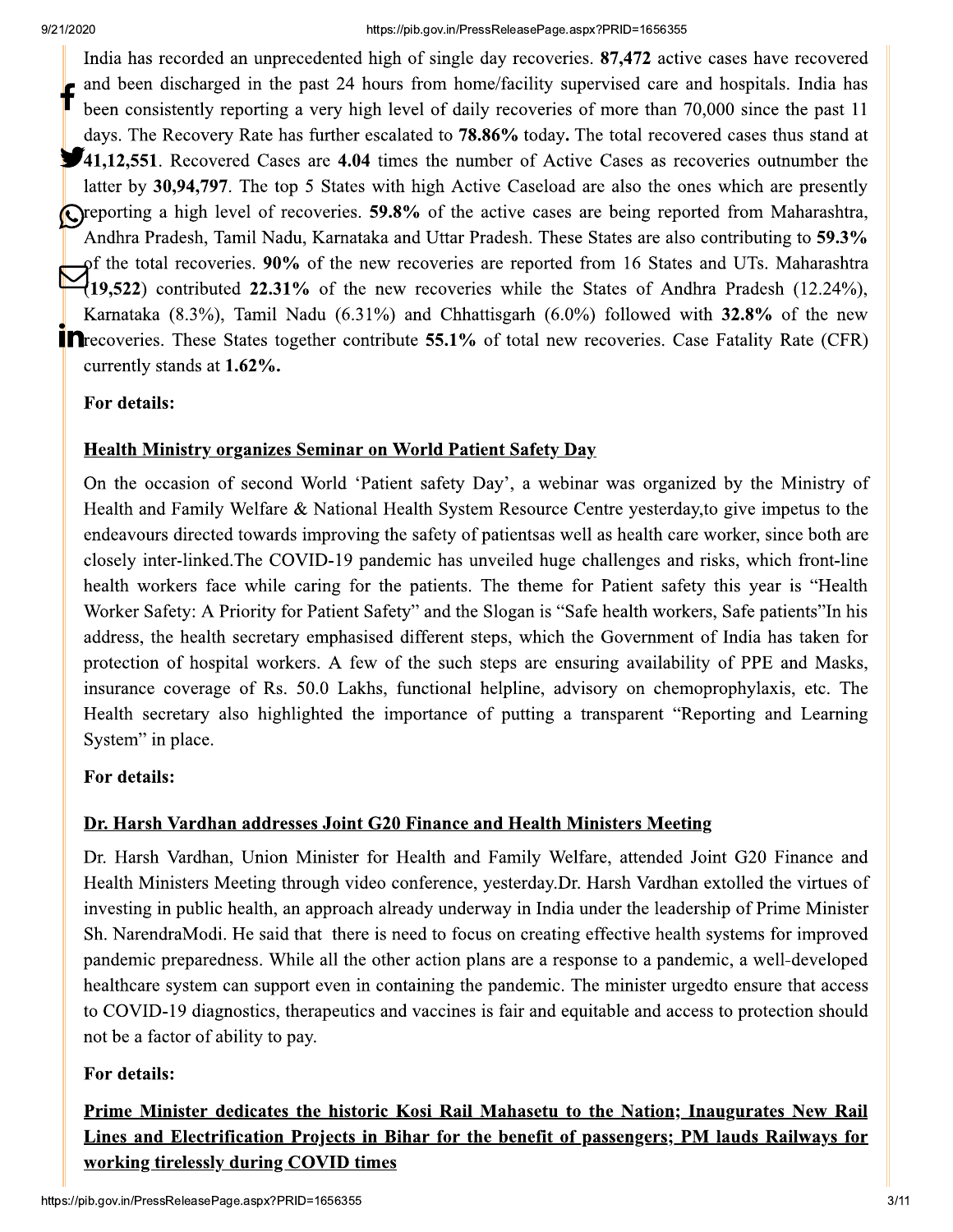India has recorded an unprecedented high of single day recoveries. **87,472** active cases have recovered and been discharged in the past 24 hours from home/facility supervised care and hospitals. India has been consistently reporting a very high level of daily recoveries of more than 70,000 since the past 11 days. The Recovery Rate has further escalated to **78.86%** today**.** The total recovered cases thus stand at **41,12,551**. Recovered Cases are **4.04** times the number of Active Cases as recoveries outnumber the latter by **30,94,797**. The top 5 States with high Active Caseload are also the ones which are presently reporting a high level of recoveries. **59.8%** of the active cases are being reported from Maharashtra, Andhra Pradesh, Tamil Nadu, Karnataka and Uttar Pradesh. These States are also contributing to **59.3%** of the total recoveries. **90%** of the new recoveries are reported from 16 States and UTs. Maharashtra (**19,522**) contributed **22.31%** of the new recoveries while the States of Andhra Pradesh (12.24%), Karnataka (8.3%), Tamil Nadu (6.31%) and Chhattisgarh (6.0%) followed with **32.8%** of the new recoveries. These States together contribute **55.1%** of total new recoveries. Case Fatality Rate (CFR) currently stands at **1.62%.**

**For details:**

**Health Ministry organizes Seminar on World Patient Safety Day**

On the occasion of second World 'Patient safety Day', a webinar was organized by the Ministry of Health and Family Welfare & National Health System Resource Centre yesterday,to give impetus to the endeavours directed towards improving the safety of patientsas well as health care worker, since both are closely inter-linked.The COVID-19 pandemic has unveiled huge challenges and risks, which front-line health workers face while caring for the patients. The theme for Patient safety this year is "Health Worker Safety: A Priority for Patient Safety" and the Slogan is "Safe health workers, Safe patients"In his address, the health secretary emphasised different steps, which the Government of India has taken for protection of hospital workers. A few of the such steps are ensuring availability of PPE and Masks, insurance coverage of Rs. 50.0 Lakhs, functional helpline, advisory on chemoprophylaxis, etc. The Health secretary also highlighted the importance of putting a transparent "Reporting and Learning System" in place.

**For details:**

**Dr. Harsh Vardhan addresses Joint G20 Finance and Health Ministers Meeting**

Dr. Harsh Vardhan, Union Minister for Health and Family Welfare, attended Joint G20 Finance and Health Ministers Meeting through video conference, yesterday.Dr. Harsh Vardhan extolled the virtues of investing in public health, an approach already underway in India under the leadership of Prime Minister Sh. NarendraModi. He said that there is need to focus on creating effective health systems for improved pandemic preparedness. While all the other action plans are a response to a pandemic, a well-developed healthcare system can support even in containing the pandemic. The minister urgedto ensure that access to COVID-19 diagnostics, therapeutics and vaccines is fair and equitable and access to protection should not be a factor of ability to pay.

**For details:**

**Prime Minister dedicates the historic Kosi Rail Mahasetu to the Nation; Inaugurates New Rail Lines and Electrification Projects in Bihar for the benefit of passengers; PM lauds Railways for working tirelessly during COVID times**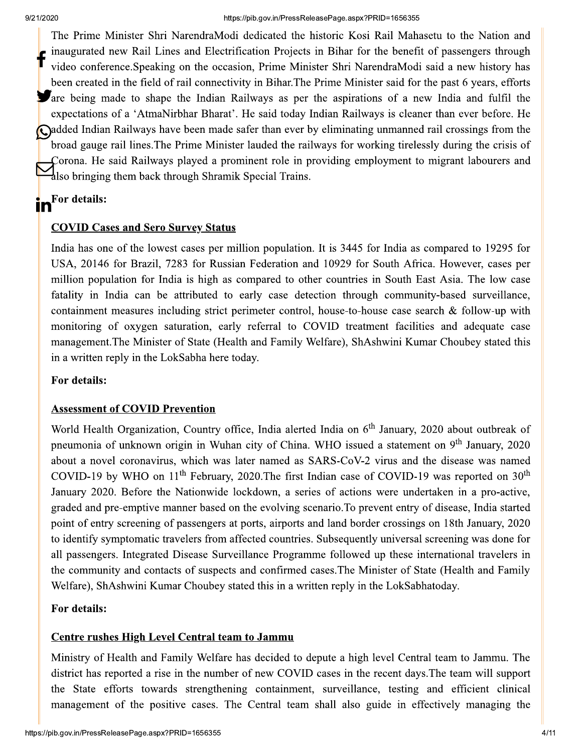The Prime Minister Shri NarendraModi dedicated the historic Kosi Rail Mahasetu to the Nation and inaugurated new Rail Lines and Electrification Projects in Bihar for the benefit of passengers through video conference.Speaking on the occasion, Prime Minister Shri NarendraModi said a new history has been created in the field of rail connectivity in Bihar.The Prime Minister said for the past 6 years, efforts are being made to shape the Indian Railways as per the aspirations of a new India and fulfil the expectations of a 'AtmaNirbhar Bharat'. He said today Indian Railways is cleaner than ever before. He added Indian Railways have been made safer than ever by eliminating unmanned rail crossings from the broad gauge rail lines.The Prime Minister lauded the railways for working tirelessly during the crisis of Corona. He said Railways played a prominent role in providing employment to migrant labourers and also bringing them back through Shramik Special Trains.

**For details:**

**COVID Cases and Sero Survey Status**

India has one of the lowest cases per million population. It is 3445 for India as compared to 19295 for USA, 20146 for Brazil, 7283 for Russian Federation and 10929 for South Africa. However, cases per million population for India is high as compared to other countries in South East Asia. The low case fatality in India can be attributed to early case detection through community-based surveillance, containment measures including strict perimeter control, house-to-house case search & follow-up with monitoring of oxygen saturation, early referral to COVID treatment facilities and adequate case management.The Minister of State (Health and Family Welfare), ShAshwini Kumar Choubey stated this in a written reply in the LokSabha here today.

**For details:**

**Assessment of COVID Prevention**

World Health Organization, Country office, India alerted India on 6th January, 2020 about outbreak of pneumonia of unknown origin in Wuhan city of China. WHO issued a statement on 9th January, 2020 about a novel coronavirus, which was later named as SARS-CoV-2 virus and the disease was named COVID-19 by WHO on 11th February, 2020.The first Indian case of COVID-19 was reported on 30th January 2020. Before the Nationwide lockdown, a series of actions were undertaken in a pro-active, graded and pre-emptive manner based on the evolving scenario.To prevent entry of disease, India started point of entry screening of passengers at ports, airports and land border crossings on 18th January, 2020 to identify symptomatic travelers from affected countries. Subsequently universal screening was done for all passengers. Integrated Disease Surveillance Programme followed up these international travelers in the community and contacts of suspects and confirmed cases.The Minister of State (Health and Family Welfare), ShAshwini Kumar Choubey stated this in a written reply in the LokSabhatoday.

**For details:**

**Centre rushes High Level Central team to Jammu**

Ministry of Health and Family Welfare has decided to depute a high level Central team to Jammu. The district has reported a rise in the number of new COVID cases in the recent days.The team will support the State efforts towards strengthening containment, surveillance, testing and efficient clinical management of the positive cases. The Central team shall also guide in effectively managing the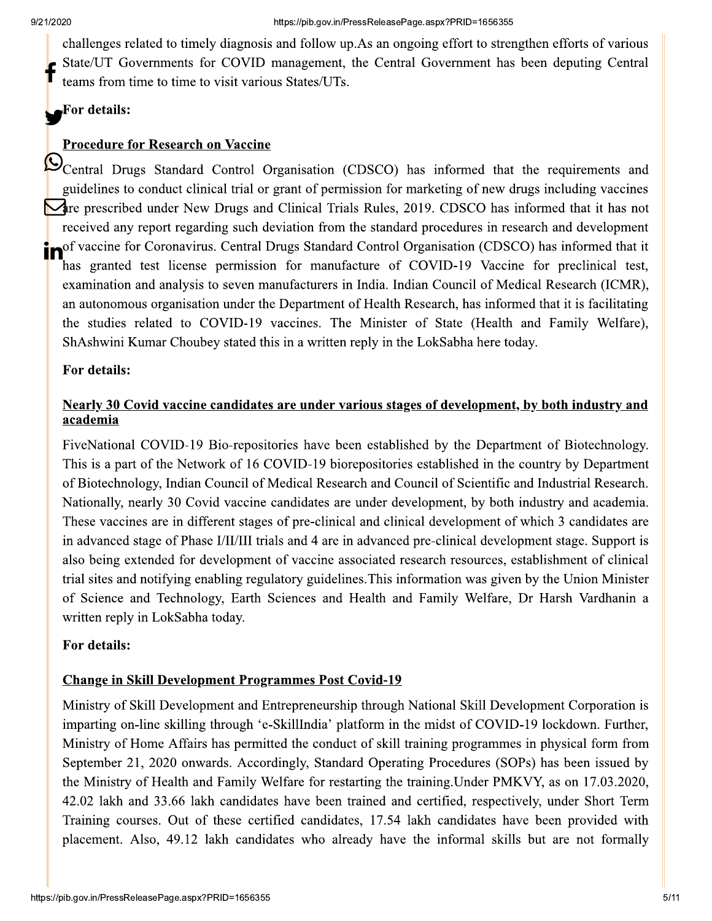challenges related to timely diagnosis and follow up.As an ongoing effort to strengthen efforts of various State/UT Governments for COVID management, the Central Government has been deputing Central teams from time to time to visit various States/UTs.

**For details:**

**Procedure for Research on Vaccine**

Central Drugs Standard Control Organisation (CDSCO) has informed that the requirements and guidelines to conduct clinical trial or grant of permission for marketing of new drugs including vaccines are prescribed under New Drugs and Clinical Trials Rules, 2019. CDSCO has informed that it has not received any report regarding such deviation from the standard procedures in research and development of vaccine for Coronavirus. Central Drugs Standard Control Organisation (CDSCO) has informed that it has granted test license permission for manufacture of COVID-19 Vaccine for preclinical test, examination and analysis to seven manufacturers in India. Indian Council of Medical Research (ICMR), an autonomous organisation under the Department of Health Research, has informed that it is facilitating the studies related to COVID-19 vaccines. The Minister of State (Health and Family Welfare), ShAshwini Kumar Choubey stated this in a written reply in the LokSabha here today.

**For details:**

**Nearly 30 Covid vaccine candidates are under various stages of development, by both industry and academia**

FiveNational COVID-19 Bio-repositories have been established by the Department of Biotechnology. This is a part of the Network of 16 COVID-19 biorepositories established in the country by Department of Biotechnology, Indian Council of Medical Research and Council of Scientific and Industrial Research. Nationally, nearly 30 Covid vaccine candidates are under development, by both industry and academia. These vaccines are in different stages of pre-clinical and clinical development of which 3 candidates are in advanced stage of Phase I/II/III trials and 4 are in advanced pre-clinical development stage. Support is also being extended for development of vaccine associated research resources, establishment of clinical trial sites and notifying enabling regulatory guidelines.This information was given by the Union Minister of Science and Technology, Earth Sciences and Health and Family Welfare, Dr Harsh Vardhanin a written reply in LokSabha today.

**For details:**

**Change in Skill Development Programmes Post Covid-19**

Ministry of Skill Development and Entrepreneurship through National Skill Development Corporation is imparting on-line skilling through 'e-SkillIndia' platform in the midst of COVID-19 lockdown. Further, Ministry of Home Affairs has permitted the conduct of skill training programmes in physical form from September 21, 2020 onwards. Accordingly, Standard Operating Procedures (SOPs) has been issued by the Ministry of Health and Family Welfare for restarting the training.Under PMKVY, as on 17.03.2020, 42.02 lakh and 33.66 lakh candidates have been trained and certified, respectively, under Short Term Training courses. Out of these certified candidates, 17.54 lakh candidates have been provided with placement. Also, 49.12 lakh candidates who already have the informal skills but are not formally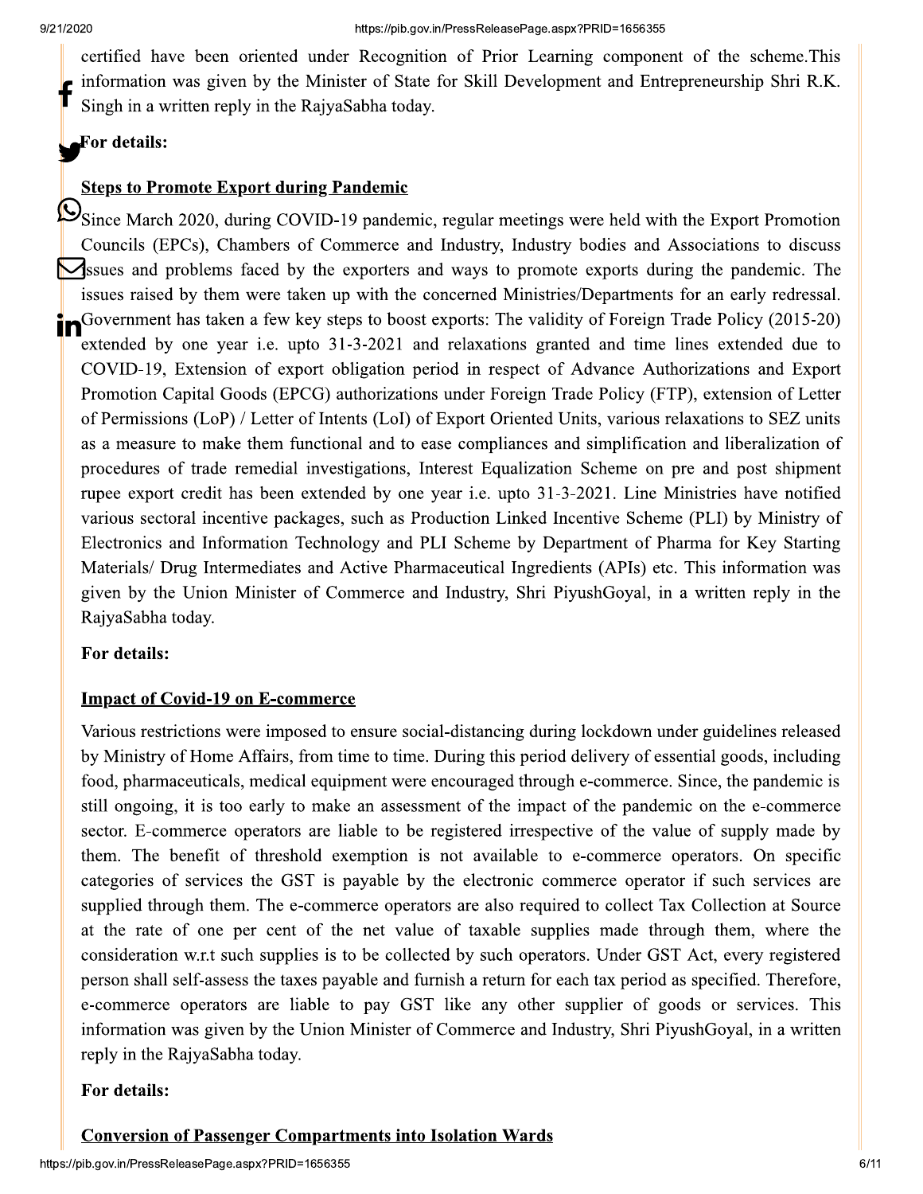certified have been oriented under Recognition of Prior Learning component of the scheme.This information was given by the Minister of State for Skill Development and Entrepreneurship Shri R.K. Singh in a written reply in the RajyaSabha today.

**For details:**

**Steps to Promote Export during Pandemic**

Since March 2020, during COVID-19 pandemic, regular meetings were held with the Export Promotion Councils (EPCs), Chambers of Commerce and Industry, Industry bodies and Associations to discuss issues and problems faced by the exporters and ways to promote exports during the pandemic. The issues raised by them were taken up with the concerned Ministries/Departments for an early redressal. Government has taken a few key steps to boost exports: The validity of Foreign Trade Policy (2015-20) extended by one year i.e. upto 31-3-2021 and relaxations granted and time lines extended due to COVID-19, Extension of export obligation period in respect of Advance Authorizations and Export Promotion Capital Goods (EPCG) authorizations under Foreign Trade Policy (FTP), extension of Letter of Permissions (LoP) / Letter of Intents (LoI) of Export Oriented Units, various relaxations to SEZ units as a measure to make them functional and to ease compliances and simplification and liberalization of procedures of trade remedial investigations, Interest Equalization Scheme on pre and post shipment rupee export credit has been extended by one year i.e. upto 31-3-2021. Line Ministries have notified various sectoral incentive packages, such as Production Linked Incentive Scheme (PLI) by Ministry of Electronics and Information Technology and PLI Scheme by Department of Pharma for Key Starting Materials/ Drug Intermediates and Active Pharmaceutical Ingredients (APIs) etc. This information was given by the Union Minister of Commerce and Industry, Shri PiyushGoyal, in a written reply in the RajyaSabha today.

**For details:**

**Impact of Covid-19 on E-commerce**

Various restrictions were imposed to ensure social-distancing during lockdown under guidelines released by Ministry of Home Affairs, from time to time. During this period delivery of essential goods, including food, pharmaceuticals, medical equipment were encouraged through e-commerce. Since, the pandemic is still ongoing, it is too early to make an assessment of the impact of the pandemic on the e-commerce sector. E-commerce operators are liable to be registered irrespective of the value of supply made by them. The benefit of threshold exemption is not available to e-commerce operators. On specific categories of services the GST is payable by the electronic commerce operator if such services are supplied through them. The e-commerce operators are also required to collect Tax Collection at Source at the rate of one per cent of the net value of taxable supplies made through them, where the consideration w.r.t such supplies is to be collected by such operators. Under GST Act, every registered person shall self-assess the taxes payable and furnish a return for each tax period as specified. Therefore, e-commerce operators are liable to pay GST like any other supplier of goods or services. This information was given by the Union Minister of Commerce and Industry, Shri PiyushGoyal, in a written reply in the RajyaSabha today.

**For details:**

**Conversion of Passenger Compartments into Isolation Wards**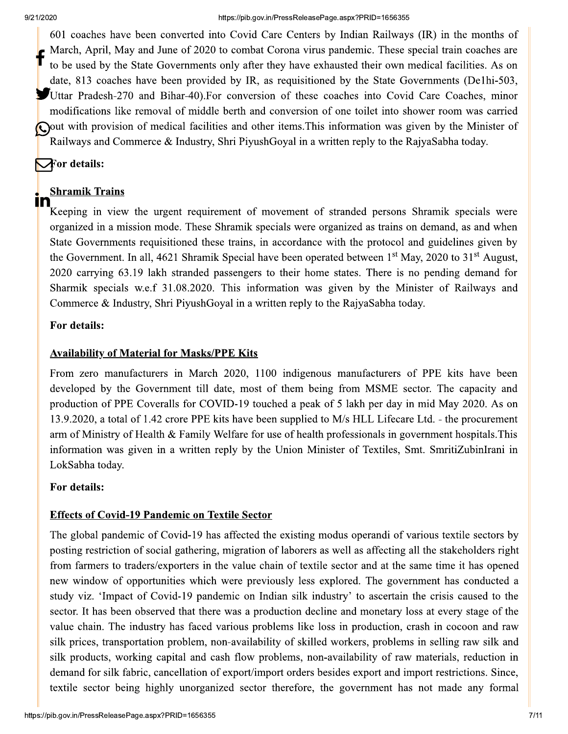601 coaches have been converted into Covid Care Centers by Indian Railways (IR) in the months of March, April, May and June of 2020 to combat Corona virus pandemic. These special train coaches are to be used by the State Governments only after they have exhausted their own medical facilities. As on date, 813 coaches have been provided by IR, as requisitioned by the State Governments (Delhi-503, Uttar Pradesh-270 and Bihar-40).For conversion of these coaches into Covid Care Coaches, minor modifications like removal of middle berth and conversion of one toilet into shower room was carried out with provision of medical facilities and other items.This information was given by the Minister of Railways and Commerce & Industry, Shri PiyushGoyal in a written reply to the RajyaSabha today.

**For details:**

**Shramik Trains**

Keeping in view the urgent requirement of movement of stranded persons Shramik specials were organized in a mission mode. These Shramik specials were organized as trains on demand, as and when State Governments requisitioned these trains, in accordance with the protocol and guidelines given by the Government. In all, 4621 Shramik Special have been operated between 1st May, 2020 to 31st August, 2020 carrying 63.19 lakh stranded passengers to their home states. There is no pending demand for Sharmik specials w.e.f 31.08.2020. This information was given by the Minister of Railways and Commerce & Industry, Shri PiyushGoyal in a written reply to the RajyaSabha today.

**For details:**

**Availability of Material for Masks/PPE Kits**

From zero manufacturers in March 2020, 1100 indigenous manufacturers of PPE kits have been developed by the Government till date, most of them being from MSME sector. The capacity and production of PPE Coveralls for COVID-19 touched a peak of 5 lakh per day in mid May 2020. As on 13.9.2020, a total of 1.42 crore PPE kits have been supplied to M/s HLL Lifecare Ltd. - the procurement arm of Ministry of Health & Family Welfare for use of health professionals in government hospitals.This information was given in a written reply by the Union Minister of Textiles, Smt. SmritiZubinIrani in LokSabha today.

**For details:**

**Effects of Covid-19 Pandemic on Textile Sector**

The global pandemic of Covid-19 has affected the existing modus operandi of various textile sectors by posting restriction of social gathering, migration of laborers as well as affecting all the stakeholders right from farmers to traders/exporters in the value chain of textile sector and at the same time it has opened new window of opportunities which were previously less explored. The government has conducted a study viz. 'Impact of Covid-19 pandemic on Indian silk industry' to ascertain the crisis caused to the sector. It has been observed that there was a production decline and monetary loss at every stage of the value chain. The industry has faced various problems like loss in production, crash in cocoon and raw silk prices, transportation problem, non-availability of skilled workers, problems in selling raw silk and silk products, working capital and cash flow problems, non-availability of raw materials, reduction in demand for silk fabric, cancellation of export/import orders besides export and import restrictions. Since, textile sector being highly unorganized sector therefore, the government has not made any formal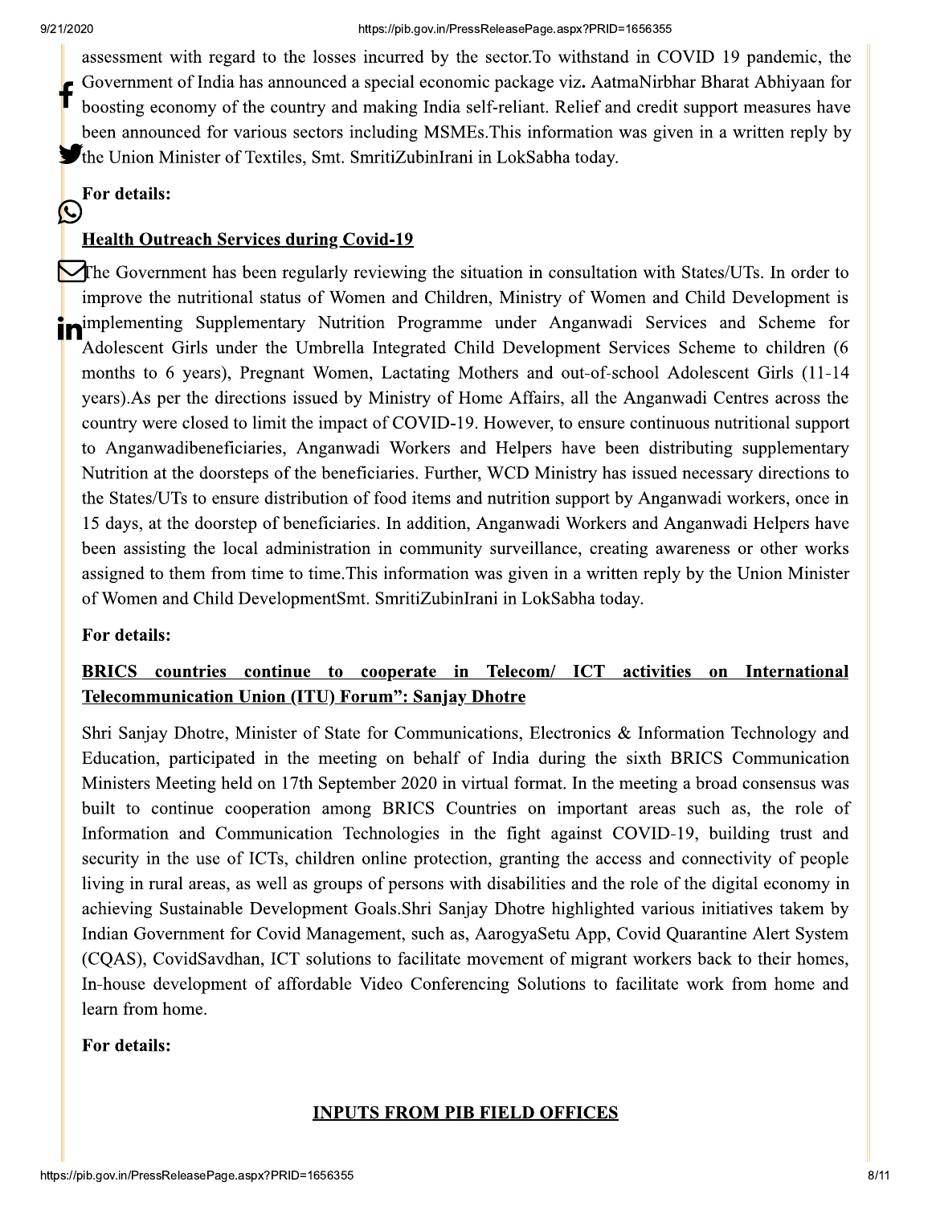assessment with regard to the losses incurred by the sector.To withstand in COVID 19 pandemic, the Government of India has announced a special economic package viz. AatmaNirbhar Bharat Abhiyaan for boosting economy of the country and making India self-reliant. Relief and credit support measures have been announced for various sectors including MSMEs.This information was given in a written reply by the Union Minister of Textiles, Smt. SmritiZubinIrani in LokSabha today.

**For details:**

**Health Outreach Services during Covid-19**

The Government has been regularly reviewing the situation in consultation with States/UTs. In order to improve the nutritional status of Women and Children, Ministry of Women and Child Development is implementing Supplementary Nutrition Programme under Anganwadi Services and Scheme for Adolescent Girls under the Umbrella Integrated Child Development Services Scheme to children (6 months to 6 years), Pregnant Women, Lactating Mothers and out-of-school Adolescent Girls (11-14 years).As per the directions issued by Ministry of Home Affairs, all the Anganwadi Centres across the country were closed to limit the impact of COVID-19. However, to ensure continuous nutritional support to Anganwadibeneficiaries, Anganwadi Workers and Helpers have been distributing supplementary Nutrition at the doorsteps of the beneficiaries. Further, WCD Ministry has issued necessary directions to the States/UTs to ensure distribution of food items and nutrition support by Anganwadi workers, once in 15 days, at the doorstep of beneficiaries. In addition, Anganwadi Workers and Anganwadi Helpers have been assisting the local administration in community surveillance, creating awareness or other works assigned to them from time to time.This information was given in a written reply by the Union Minister of Women and Child DevelopmentSmt. SmritiZubinIrani in LokSabha today.

**For details:**

**BRICS countries continue to cooperate in Telecom/ ICT activities on International Telecommunication Union (ITU) Forum": Sanjay Dhotre**

Shri Sanjay Dhotre, Minister of State for Communications, Electronics & Information Technology and Education, participated in the meeting on behalf of India during the sixth BRICS Communication Ministers Meeting held on 17th September 2020 in virtual format. In the meeting a broad consensus was built to continue cooperation among BRICS Countries on important areas such as, the role of Information and Communication Technologies in the fight against COVID-19, building trust and security in the use of ICTs, children online protection, granting the access and connectivity of people living in rural areas, as well as groups of persons with disabilities and the role of the digital economy in achieving Sustainable Development Goals.Shri Sanjay Dhotre highlighted various initiatives takem by Indian Government for Covid Management, such as, AarogyaSetu App, Covid Quarantine Alert System (CQAS), CovidSavdhan, ICT solutions to facilitate movement of migrant workers back to their homes, In-house development of affordable Video Conferencing Solutions to facilitate work from home and learn from home.

**For details:**

**INPUTS FROM PIB FIELD OFFICES**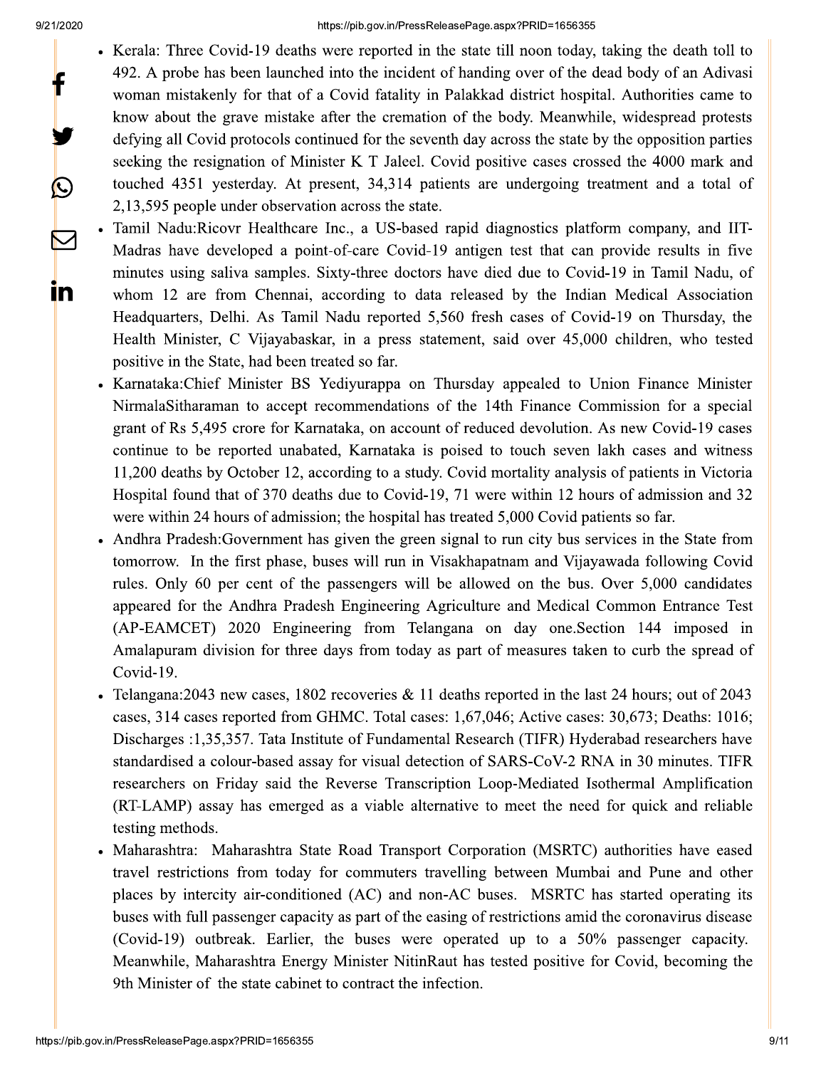- Kerala: Three Covid-19 deaths were reported in the state till noon today, taking the death toll to 492. A probe has been launched into the incident of handing over of the dead body of an Adivasi woman mistakenly for that of a Covid fatality in Palakkad district hospital. Authorities came to know about the grave mistake after the cremation of the body. Meanwhile, widespread protests defying all Covid protocols continued for the seventh day across the state by the opposition parties seeking the resignation of Minister K T Jaleel. Covid positive cases crossed the 4000 mark and touched 4351 yesterday. At present, 34,314 patients are undergoing treatment and a total of 2,13,595 people under observation across the state.
- Tamil Nadu:Ricovr Healthcare Inc., a US-based rapid diagnostics platform company, and IIT-Madras have developed a point-of-care Covid-19 antigen test that can provide results in five minutes using saliva samples. Sixty-three doctors have died due to Covid-19 in Tamil Nadu, of whom 12 are from Chennai, according to data released by the Indian Medical Association Headquarters, Delhi. As Tamil Nadu reported 5,560 fresh cases of Covid-19 on Thursday, the Health Minister, C Vijayabaskar, in a press statement, said over 45,000 children, who tested positive in the State, had been treated so far.
- Karnataka:Chief Minister BS Yediyurappa on Thursday appealed to Union Finance Minister NirmalaSitharaman to accept recommendations of the 14th Finance Commission for a special grant of Rs 5,495 crore for Karnataka, on account of reduced devolution. As new Covid-19 cases continue to be reported unabated, Karnataka is poised to touch seven lakh cases and witness 11,200 deaths by October 12, according to a study. Covid mortality analysis of patients in Victoria Hospital found that of 370 deaths due to Covid-19, 71 were within 12 hours of admission and 32 were within 24 hours of admission; the hospital has treated 5,000 Covid patients so far.
- Andhra Pradesh:Government has given the green signal to run city bus services in the State from tomorrow. In the first phase, buses will run in Visakhapatnam and Vijayawada following Covid rules. Only 60 per cent of the passengers will be allowed on the bus. Over 5,000 candidates appeared for the Andhra Pradesh Engineering Agriculture and Medical Common Entrance Test (AP-EAMCET) 2020 Engineering from Telangana on day one.Section 144 imposed in Amalapuram division for three days from today as part of measures taken to curb the spread of Covid-19.
- Telangana:2043 new cases, 1802 recoveries & 11 deaths reported in the last 24 hours; out of 2043 cases, 314 cases reported from GHMC. Total cases: 1,67,046; Active cases: 30,673; Deaths: 1016; Discharges :1,35,357. Tata Institute of Fundamental Research (TIFR) Hyderabad researchers have standardised a colour-based assay for visual detection of SARS-CoV-2 RNA in 30 minutes. TIFR researchers on Friday said the Reverse Transcription Loop-Mediated Isothermal Amplification (RT-LAMP) assay has emerged as a viable alternative to meet the need for quick and reliable testing methods.
- Maharashtra: Maharashtra State Road Transport Corporation (MSRTC) authorities have eased travel restrictions from today for commuters travelling between Mumbai and Pune and other places by intercity air-conditioned (AC) and non-AC buses. MSRTC has started operating its buses with full passenger capacity as part of the easing of restrictions amid the coronavirus disease (Covid-19) outbreak. Earlier, the buses were operated up to a 50% passenger capacity. Meanwhile, Maharashtra Energy Minister NitinRaut has tested positive for Covid, becoming the 9th Minister of the state cabinet to contract the infection.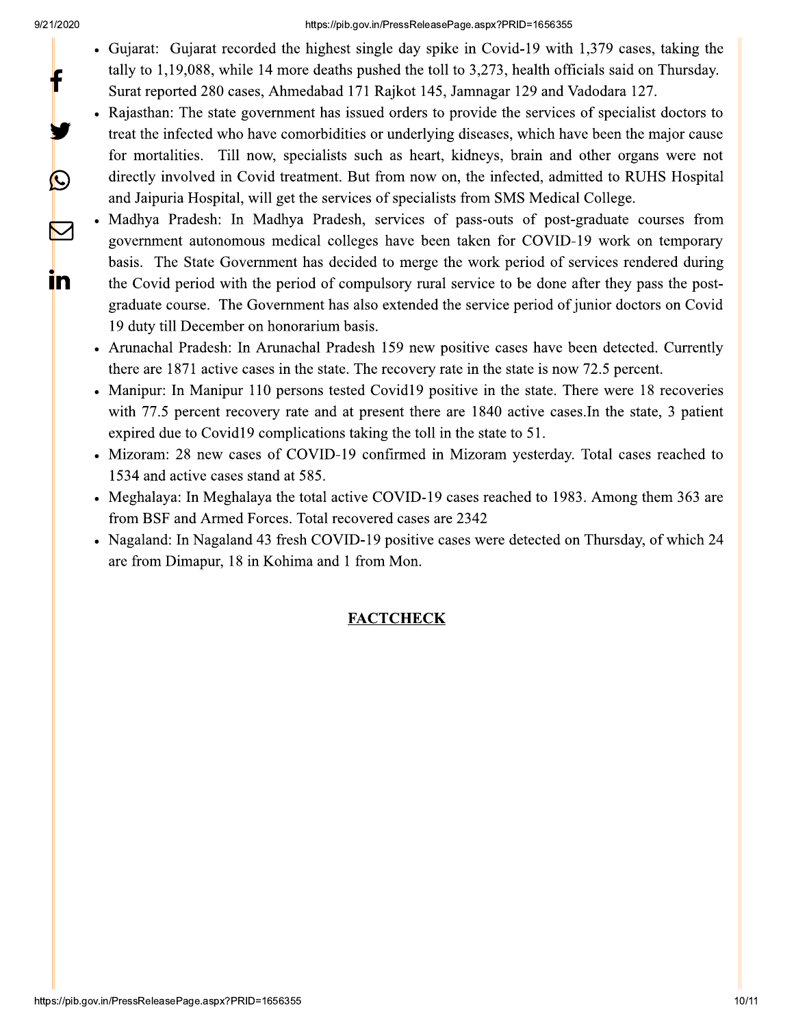- Gujarat: Gujarat recorded the highest single day spike in Covid-19 with 1,379 cases, taking the tally to 1,19,088, while 14 more deaths pushed the toll to 3,273, health officials said on Thursday. Surat reported 280 cases, Ahmedabad 171 Rajkot 145, Jamnagar 129 and Vadodara 127.
- Rajasthan: The state government has issued orders to provide the services of specialist doctors to treat the infected who have comorbidities or underlying diseases, which have been the major cause for mortalities. Till now, specialists such as heart, kidneys, brain and other organs were not directly involved in Covid treatment. But from now on, the infected, admitted to RUHS Hospital and Jaipuria Hospital, will get the services of specialists from SMS Medical College.
- Madhya Pradesh: In Madhya Pradesh, services of pass-outs of post-graduate courses from government autonomous medical colleges have been taken for COVID-19 work on temporary basis. The State Government has decided to merge the work period of services rendered during the Covid period with the period of compulsory rural service to be done after they pass the post-graduate course. The Government has also extended the service period of junior doctors on Covid 19 duty till December on honorarium basis.
- Arunachal Pradesh: In Arunachal Pradesh 159 new positive cases have been detected. Currently there are 1871 active cases in the state. The recovery rate in the state is now 72.5 percent.
- Manipur: In Manipur 110 persons tested Covid19 positive in the state. There were 18 recoveries with 77.5 percent recovery rate and at present there are 1840 active cases.In the state, 3 patient expired due to Covid19 complications taking the toll in the state to 51.
- Mizoram: 28 new cases of COVID-19 confirmed in Mizoram yesterday. Total cases reached to 1534 and active cases stand at 585.
- Meghalaya: In Meghalaya the total active COVID-19 cases reached to 1983. Among them 363 are from BSF and Armed Forces. Total recovered cases are 2342
- Nagaland: In Nagaland 43 fresh COVID-19 positive cases were detected on Thursday, of which 24 are from Dimapur, 18 in Kohima and 1 from Mon.

**FACTCHECK**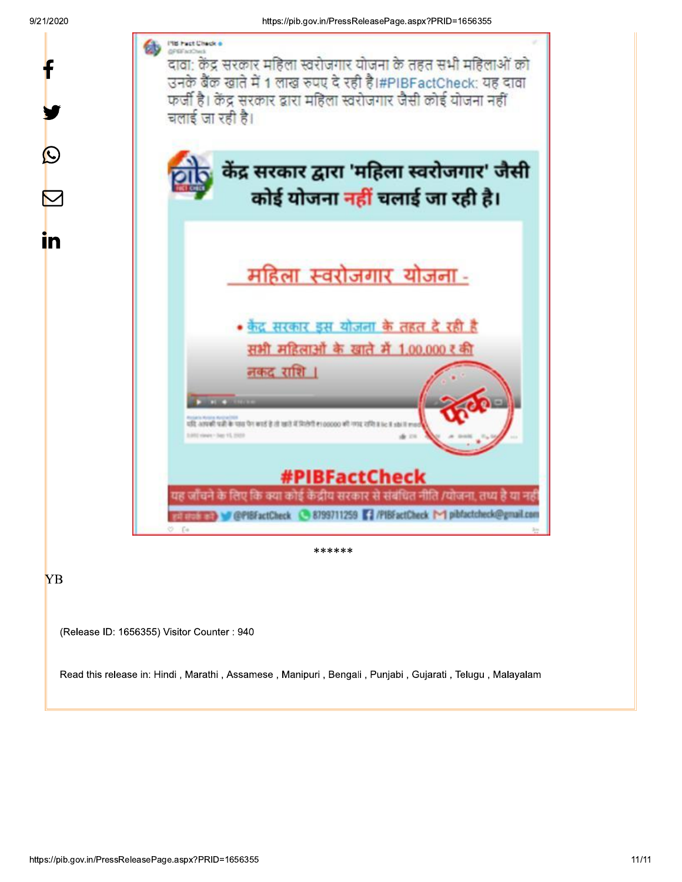PIB Fact Check
@PIBFactCheck

दावा: केंद्र सरकार महिला स्वरोजगार योजना के तहत सभी महिलाओं को उनके बैंक खाते में 1 लाख रुपए दे रही है।#PIBFactCheck: यह दावा फर्जी है। केंद्र सरकार द्वारा महिला स्वरोजगार जैसी कोई योजना नहीं चलाई जा रही है।

केंद्र सरकार द्वारा 'महिला स्वरोजगार' जैसी कोई योजना नहीं चलाई जा रही है।

महिला स्वरोजगार योजना -

- केंद्र सरकार इस योजना के तहत दे रही है सभी महिलाओं के खाते में 1,00,000 ₹ की नकद राशि ।

फेक

#PIBFactCheck

यह जाँचने के लिए कि क्या कोई केंद्रीय सरकार से संबंधित नीति /योजना, तथ्य है या नहीं

हमें संपर्क करें @PIBFactCheck 8799711259 /PIBFactCheck pibfactcheck@gmail.com

******

YB

(Release ID: 1656355) Visitor Counter : 940

Read this release in: Hindi , Marathi , Assamese , Manipuri , Bengali , Punjabi , Gujarati , Telugu , Malayalam